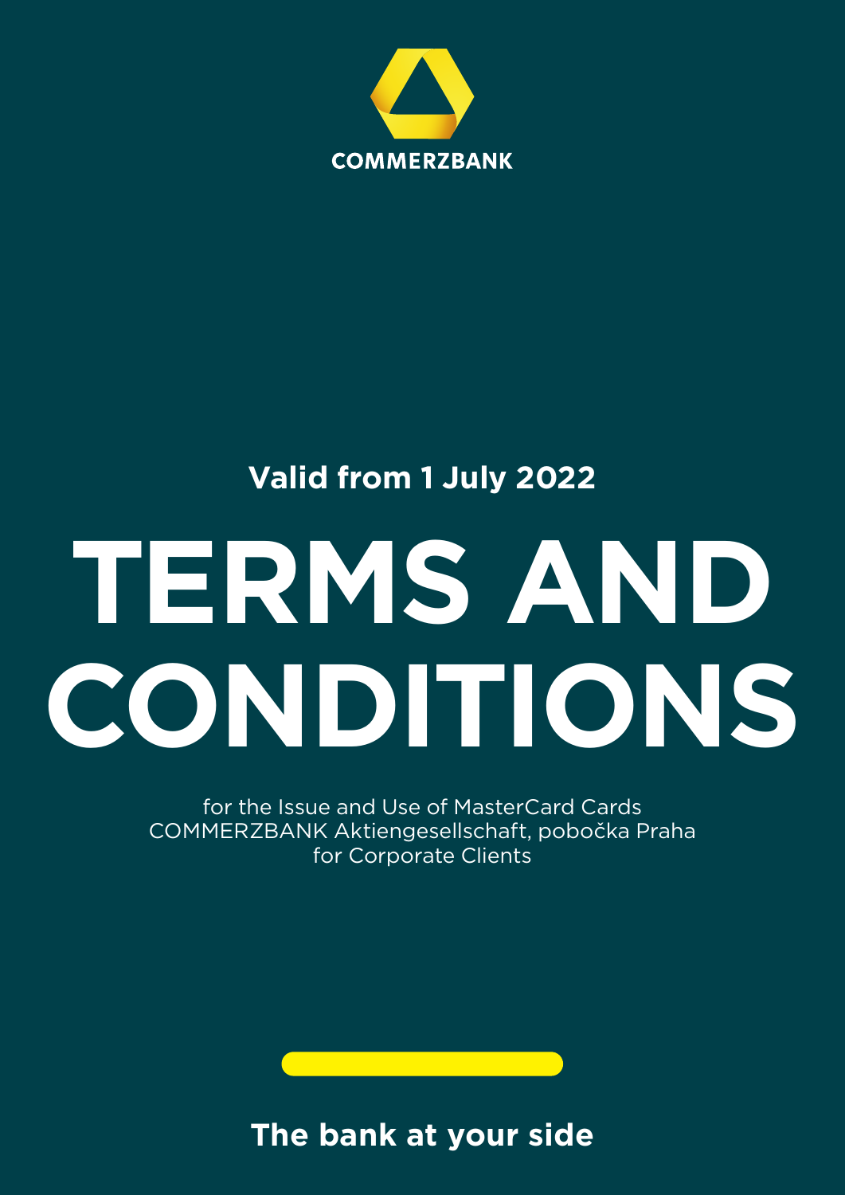COMMERZBANK

Valid from 1 July 2022

# TERMS AND CONDITIONS

for the Issue and Use of MasterCard Cards
COMMERZBANK Aktiengesellschaft, pobočka Praha
for Corporate Clients

**The bank at your side**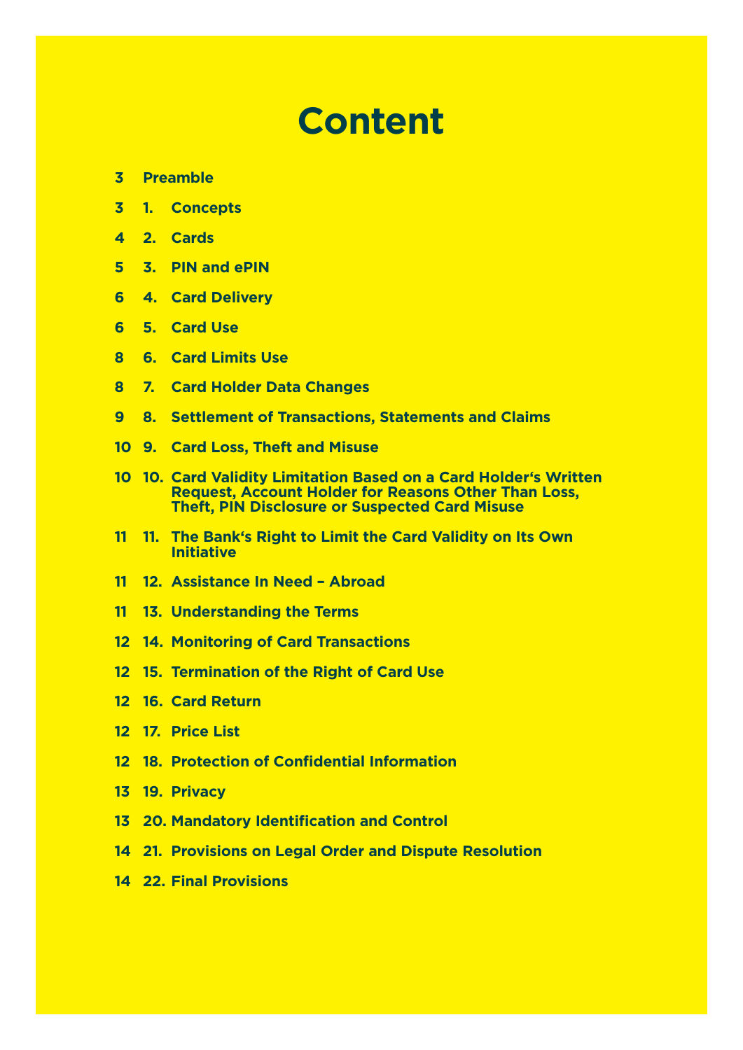# Content

| | |
|---|---|
| 3 | Preamble |
| 3 | 1. Concepts |
| 4 | 2. Cards |
| 5 | 3. PIN and ePIN |
| 6 | 4. Card Delivery |
| 6 | 5. Card Use |
| 8 | 6. Card Limits Use |
| 8 | 7. Card Holder Data Changes |
| 9 | 8. Settlement of Transactions, Statements and Claims |
| 10 | 9. Card Loss, Theft and Misuse |
| 10 | 10. Card Validity Limitation Based on a Card Holder's Written Request, Account Holder for Reasons Other Than Loss, Theft, PIN Disclosure or Suspected Card Misuse |
| 11 | 11. The Bank's Right to Limit the Card Validity on Its Own Initiative |
| 11 | 12. Assistance In Need – Abroad |
| 11 | 13. Understanding the Terms |
| 12 | 14. Monitoring of Card Transactions |
| 12 | 15. Termination of the Right of Card Use |
| 12 | 16. Card Return |
| 12 | 17. Price List |
| 12 | 18. Protection of Confidential Information |
| 13 | 19. Privacy |
| 13 | 20. Mandatory Identification and Control |
| 14 | 21. Provisions on Legal Order and Dispute Resolution |
| 14 | 22. Final Provisions |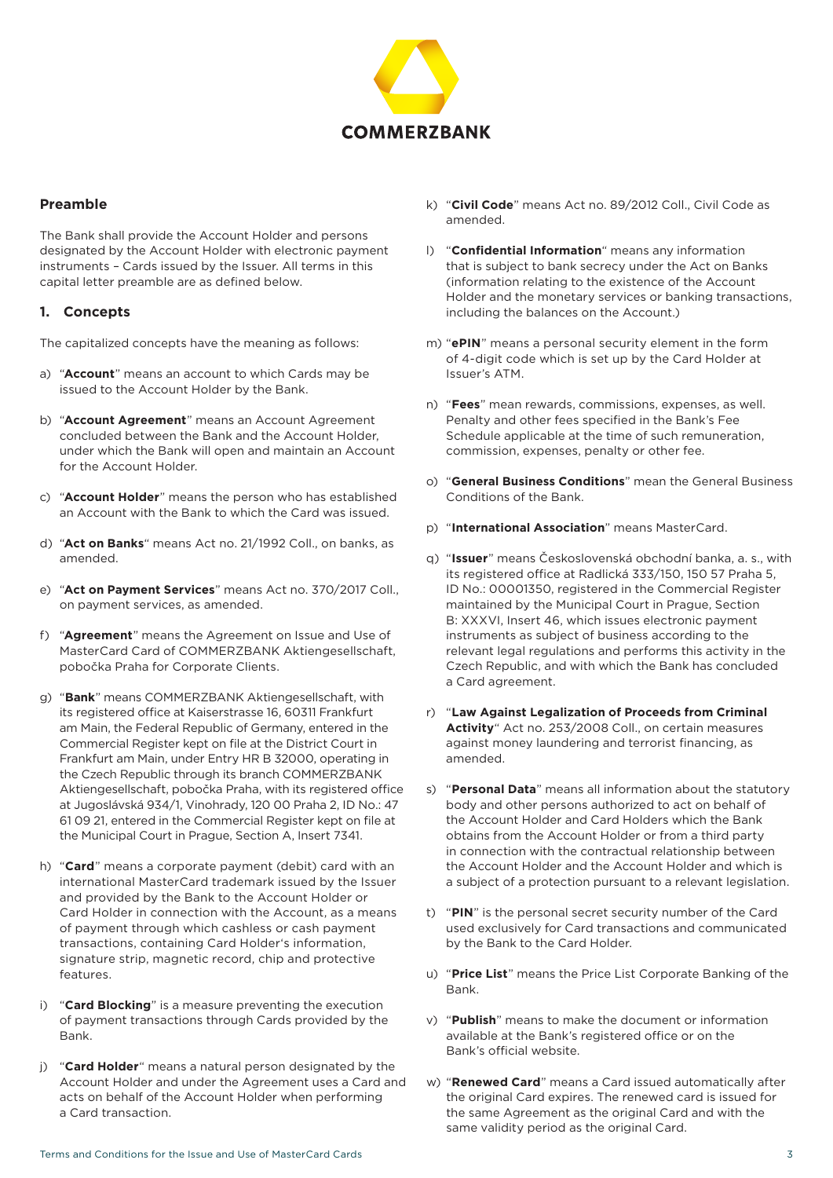COMMERZBANK

## Preamble

The Bank shall provide the Account Holder and persons designated by the Account Holder with electronic payment instruments – Cards issued by the Issuer. All terms in this capital letter preamble are as defined below.

## 1. Concepts

The capitalized concepts have the meaning as follows:

a) "**Account**" means an account to which Cards may be issued to the Account Holder by the Bank.

b) "**Account Agreement**" means an Account Agreement concluded between the Bank and the Account Holder, under which the Bank will open and maintain an Account for the Account Holder.

c) "**Account Holder**" means the person who has established an Account with the Bank to which the Card was issued.

d) "**Act on Banks**" means Act no. 21/1992 Coll., on banks, as amended.

e) "**Act on Payment Services**" means Act no. 370/2017 Coll., on payment services, as amended.

f) "**Agreement**" means the Agreement on Issue and Use of MasterCard Card of COMMERZBANK Aktiengesellschaft, pobočka Praha for Corporate Clients.

g) "**Bank**" means COMMERZBANK Aktiengesellschaft, with its registered office at Kaiserstrasse 16, 60311 Frankfurt am Main, the Federal Republic of Germany, entered in the Commercial Register kept on file at the District Court in Frankfurt am Main, under Entry HR B 32000, operating in the Czech Republic through its branch COMMERZBANK Aktiengesellschaft, pobočka Praha, with its registered office at Jugoslávská 934/1, Vinohrady, 120 00 Praha 2, ID No.: 47 61 09 21, entered in the Commercial Register kept on file at the Municipal Court in Prague, Section A, Insert 7341.

h) "**Card**" means a corporate payment (debit) card with an international MasterCard trademark issued by the Issuer and provided by the Bank to the Account Holder or Card Holder in connection with the Account, as a means of payment through which cashless or cash payment transactions, containing Card Holder's information, signature strip, magnetic record, chip and protective features.

i) "**Card Blocking**" is a measure preventing the execution of payment transactions through Cards provided by the Bank.

j) "**Card Holder**" means a natural person designated by the Account Holder and under the Agreement uses a Card and acts on behalf of the Account Holder when performing a Card transaction.

k) "**Civil Code**" means Act no. 89/2012 Coll., Civil Code as amended.

l) "**Confidential Information**" means any information that is subject to bank secrecy under the Act on Banks (information relating to the existence of the Account Holder and the monetary services or banking transactions, including the balances on the Account.)

m) "**ePIN**" means a personal security element in the form of 4-digit code which is set up by the Card Holder at Issuer's ATM.

n) "**Fees**" mean rewards, commissions, expenses, as well. Penalty and other fees specified in the Bank's Fee Schedule applicable at the time of such remuneration, commission, expenses, penalty or other fee.

o) "**General Business Conditions**" mean the General Business Conditions of the Bank.

p) "**International Association**" means MasterCard.

q) "**Issuer**" means Československá obchodní banka, a. s., with its registered office at Radlická 333/150, 150 57 Praha 5, ID No.: 00001350, registered in the Commercial Register maintained by the Municipal Court in Prague, Section B: XXXVI, Insert 46, which issues electronic payment instruments as subject of business according to the relevant legal regulations and performs this activity in the Czech Republic, and with which the Bank has concluded a Card agreement.

r) "**Law Against Legalization of Proceeds from Criminal Activity**" Act no. 253/2008 Coll., on certain measures against money laundering and terrorist financing, as amended.

s) "**Personal Data**" means all information about the statutory body and other persons authorized to act on behalf of the Account Holder and Card Holders which the Bank obtains from the Account Holder or from a third party in connection with the contractual relationship between the Account Holder and the Account Holder and which is a subject of a protection pursuant to a relevant legislation.

t) "**PIN**" is the personal secret security number of the Card used exclusively for Card transactions and communicated by the Bank to the Card Holder.

u) "**Price List**" means the Price List Corporate Banking of the Bank.

v) "**Publish**" means to make the document or information available at the Bank's registered office or on the Bank's official website.

w) "**Renewed Card**" means a Card issued automatically after the original Card expires. The renewed card is issued for the same Agreement as the original Card and with the same validity period as the original Card.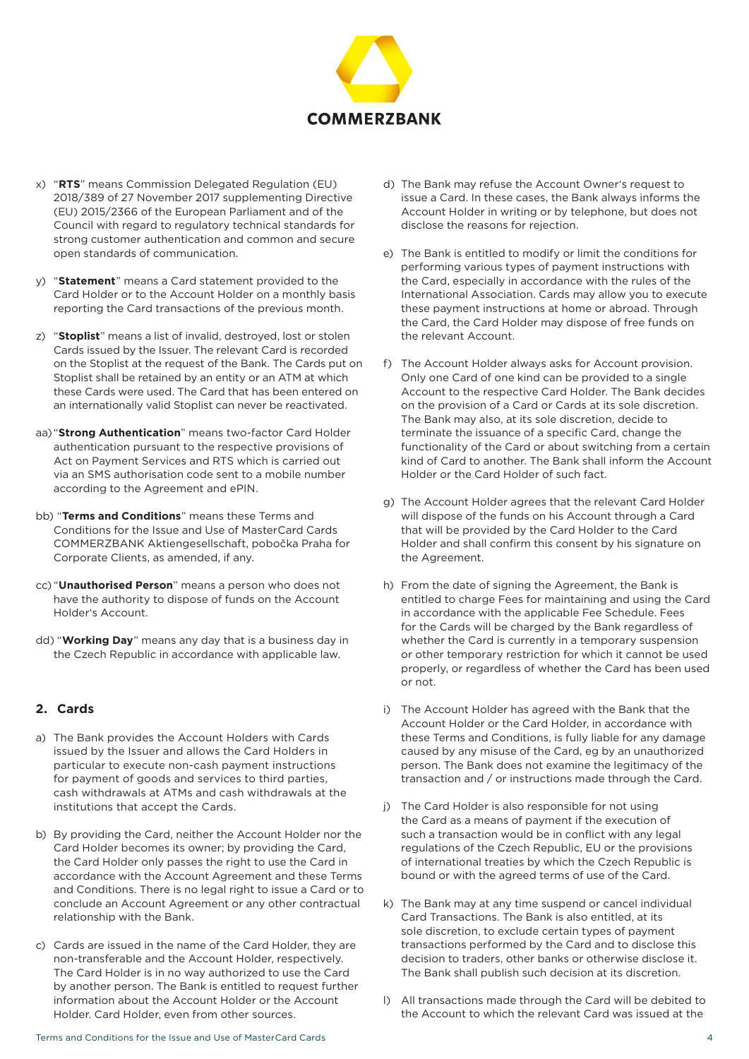x) "**RTS**" means Commission Delegated Regulation (EU) 2018/389 of 27 November 2017 supplementing Directive (EU) 2015/2366 of the European Parliament and of the Council with regard to regulatory technical standards for strong customer authentication and common and secure open standards of communication.

y) "**Statement**" means a Card statement provided to the Card Holder or to the Account Holder on a monthly basis reporting the Card transactions of the previous month.

z) "**Stoplist**" means a list of invalid, destroyed, lost or stolen Cards issued by the Issuer. The relevant Card is recorded on the Stoplist at the request of the Bank. The Cards put on Stoplist shall be retained by an entity or an ATM at which these Cards were used. The Card that has been entered on an internationally valid Stoplist can never be reactivated.

aa) "**Strong Authentication**" means two-factor Card Holder authentication pursuant to the respective provisions of Act on Payment Services and RTS which is carried out via an SMS authorisation code sent to a mobile number according to the Agreement and ePIN.

bb) "**Terms and Conditions**" means these Terms and Conditions for the Issue and Use of MasterCard Cards COMMERZBANK Aktiengesellschaft, pobočka Praha for Corporate Clients, as amended, if any.

cc) "**Unauthorised Person**" means a person who does not have the authority to dispose of funds on the Account Holder's Account.

dd) "**Working Day**" means any day that is a business day in the Czech Republic in accordance with applicable law.

## 2. Cards

a) The Bank provides the Account Holders with Cards issued by the Issuer and allows the Card Holders in particular to execute non-cash payment instructions for payment of goods and services to third parties, cash withdrawals at ATMs and cash withdrawals at the institutions that accept the Cards.

b) By providing the Card, neither the Account Holder nor the Card Holder becomes its owner; by providing the Card, the Card Holder only passes the right to use the Card in accordance with the Account Agreement and these Terms and Conditions. There is no legal right to issue a Card or to conclude an Account Agreement or any other contractual relationship with the Bank.

c) Cards are issued in the name of the Card Holder, they are non-transferable and the Account Holder, respectively. The Card Holder is in no way authorized to use the Card by another person. The Bank is entitled to request further information about the Account Holder or the Account Holder. Card Holder, even from other sources.

d) The Bank may refuse the Account Owner's request to issue a Card. In these cases, the Bank always informs the Account Holder in writing or by telephone, but does not disclose the reasons for rejection.

e) The Bank is entitled to modify or limit the conditions for performing various types of payment instructions with the Card, especially in accordance with the rules of the International Association. Cards may allow you to execute these payment instructions at home or abroad. Through the Card, the Card Holder may dispose of free funds on the relevant Account.

f) The Account Holder always asks for Account provision. Only one Card of one kind can be provided to a single Account to the respective Card Holder. The Bank decides on the provision of a Card or Cards at its sole discretion. The Bank may also, at its sole discretion, decide to terminate the issuance of a specific Card, change the functionality of the Card or about switching from a certain kind of Card to another. The Bank shall inform the Account Holder or the Card Holder of such fact.

g) The Account Holder agrees that the relevant Card Holder will dispose of the funds on his Account through a Card that will be provided by the Card Holder to the Card Holder and shall confirm this consent by his signature on the Agreement.

h) From the date of signing the Agreement, the Bank is entitled to charge Fees for maintaining and using the Card in accordance with the applicable Fee Schedule. Fees for the Cards will be charged by the Bank regardless of whether the Card is currently in a temporary suspension or other temporary restriction for which it cannot be used properly, or regardless of whether the Card has been used or not.

i) The Account Holder has agreed with the Bank that the Account Holder or the Card Holder, in accordance with these Terms and Conditions, is fully liable for any damage caused by any misuse of the Card, eg by an unauthorized person. The Bank does not examine the legitimacy of the transaction and / or instructions made through the Card.

j) The Card Holder is also responsible for not using the Card as a means of payment if the execution of such a transaction would be in conflict with any legal regulations of the Czech Republic, EU or the provisions of international treaties by which the Czech Republic is bound or with the agreed terms of use of the Card.

k) The Bank may at any time suspend or cancel individual Card Transactions. The Bank is also entitled, at its sole discretion, to exclude certain types of payment transactions performed by the Card and to disclose this decision to traders, other banks or otherwise disclose it. The Bank shall publish such decision at its discretion.

l) All transactions made through the Card will be debited to the Account to which the relevant Card was issued at the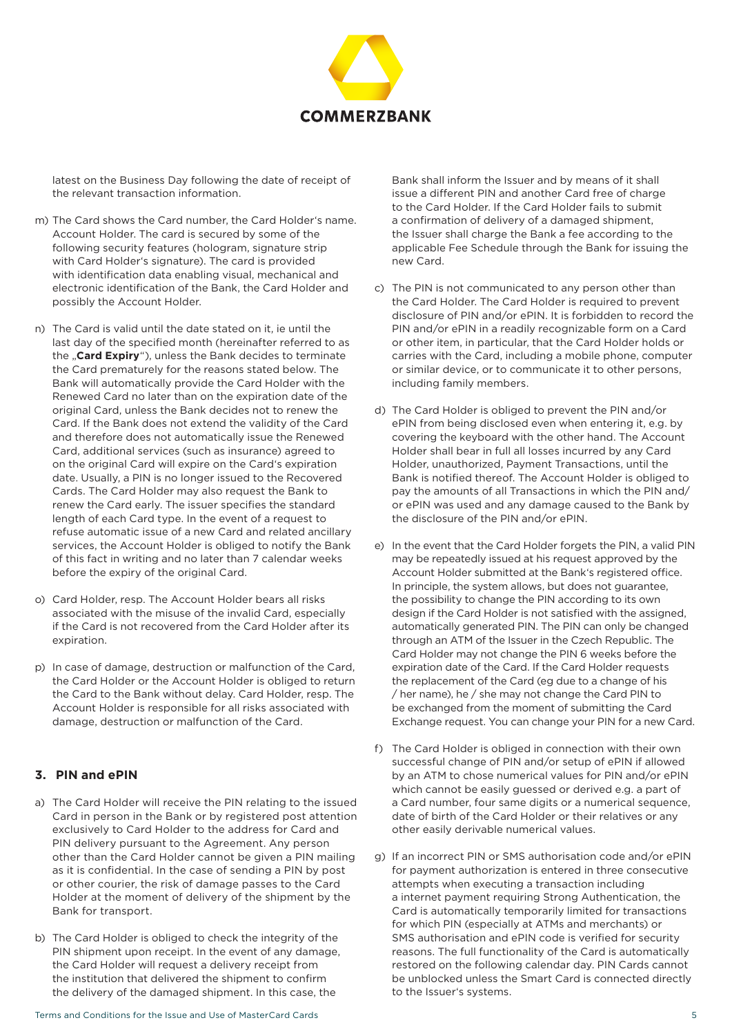latest on the Business Day following the date of receipt of the relevant transaction information.

m) The Card shows the Card number, the Card Holder's name. Account Holder. The card is secured by some of the following security features (hologram, signature strip with Card Holder's signature). The card is provided with identification data enabling visual, mechanical and electronic identification of the Bank, the Card Holder and possibly the Account Holder.

n) The Card is valid until the date stated on it, ie until the last day of the specified month (hereinafter referred to as the „**Card Expiry**"), unless the Bank decides to terminate the Card prematurely for the reasons stated below. The Bank will automatically provide the Card Holder with the Renewed Card no later than on the expiration date of the original Card, unless the Bank decides not to renew the Card. If the Bank does not extend the validity of the Card and therefore does not automatically issue the Renewed Card, additional services (such as insurance) agreed to on the original Card will expire on the Card's expiration date. Usually, a PIN is no longer issued to the Recovered Cards. The Card Holder may also request the Bank to renew the Card early. The issuer specifies the standard length of each Card type. In the event of a request to refuse automatic issue of a new Card and related ancillary services, the Account Holder is obliged to notify the Bank of this fact in writing and no later than 7 calendar weeks before the expiry of the original Card.

o) Card Holder, resp. The Account Holder bears all risks associated with the misuse of the invalid Card, especially if the Card is not recovered from the Card Holder after its expiration.

p) In case of damage, destruction or malfunction of the Card, the Card Holder or the Account Holder is obliged to return the Card to the Bank without delay. Card Holder, resp. The Account Holder is responsible for all risks associated with damage, destruction or malfunction of the Card.

## 3. PIN and ePIN

a) The Card Holder will receive the PIN relating to the issued Card in person in the Bank or by registered post attention exclusively to Card Holder to the address for Card and PIN delivery pursuant to the Agreement. Any person other than the Card Holder cannot be given a PIN mailing as it is confidential. In the case of sending a PIN by post or other courier, the risk of damage passes to the Card Holder at the moment of delivery of the shipment by the Bank for transport.

b) The Card Holder is obliged to check the integrity of the PIN shipment upon receipt. In the event of any damage, the Card Holder will request a delivery receipt from the institution that delivered the shipment to confirm the delivery of the damaged shipment. In this case, the Bank shall inform the Issuer and by means of it shall issue a different PIN and another Card free of charge to the Card Holder. If the Card Holder fails to submit a confirmation of delivery of a damaged shipment, the Issuer shall charge the Bank a fee according to the applicable Fee Schedule through the Bank for issuing the new Card.

c) The PIN is not communicated to any person other than the Card Holder. The Card Holder is required to prevent disclosure of PIN and/or ePIN. It is forbidden to record the PIN and/or ePIN in a readily recognizable form on a Card or other item, in particular, that the Card Holder holds or carries with the Card, including a mobile phone, computer or similar device, or to communicate it to other persons, including family members.

d) The Card Holder is obliged to prevent the PIN and/or ePIN from being disclosed even when entering it, e.g. by covering the keyboard with the other hand. The Account Holder shall bear in full all losses incurred by any Card Holder, unauthorized, Payment Transactions, until the Bank is notified thereof. The Account Holder is obliged to pay the amounts of all Transactions in which the PIN and/ or ePIN was used and any damage caused to the Bank by the disclosure of the PIN and/or ePIN.

e) In the event that the Card Holder forgets the PIN, a valid PIN may be repeatedly issued at his request approved by the Account Holder submitted at the Bank's registered office. In principle, the system allows, but does not guarantee, the possibility to change the PIN according to its own design if the Card Holder is not satisfied with the assigned, automatically generated PIN. The PIN can only be changed through an ATM of the Issuer in the Czech Republic. The Card Holder may not change the PIN 6 weeks before the expiration date of the Card. If the Card Holder requests the replacement of the Card (eg due to a change of his / her name), he / she may not change the Card PIN to be exchanged from the moment of submitting the Card Exchange request. You can change your PIN for a new Card.

f) The Card Holder is obliged in connection with their own successful change of PIN and/or setup of ePIN if allowed by an ATM to chose numerical values for PIN and/or ePIN which cannot be easily guessed or derived e.g. a part of a Card number, four same digits or a numerical sequence, date of birth of the Card Holder or their relatives or any other easily derivable numerical values.

g) If an incorrect PIN or SMS authorisation code and/or ePIN for payment authorization is entered in three consecutive attempts when executing a transaction including a internet payment requiring Strong Authentication, the Card is automatically temporarily limited for transactions for which PIN (especially at ATMs and merchants) or SMS authorisation and ePIN code is verified for security reasons. The full functionality of the Card is automatically restored on the following calendar day. PIN Cards cannot be unblocked unless the Smart Card is connected directly to the Issuer's systems.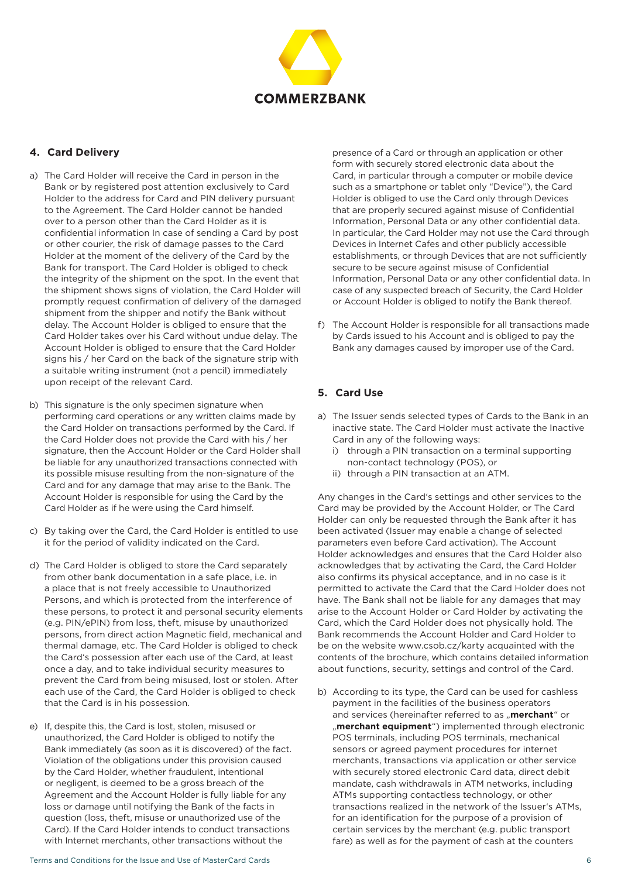## 4. Card Delivery

a) The Card Holder will receive the Card in person in the Bank or by registered post attention exclusively to Card Holder to the address for Card and PIN delivery pursuant to the Agreement. The Card Holder cannot be handed over to a person other than the Card Holder as it is confidential information In case of sending a Card by post or other courier, the risk of damage passes to the Card Holder at the moment of the delivery of the Card by the Bank for transport. The Card Holder is obliged to check the integrity of the shipment on the spot. In the event that the shipment shows signs of violation, the Card Holder will promptly request confirmation of delivery of the damaged shipment from the shipper and notify the Bank without delay. The Account Holder is obliged to ensure that the Card Holder takes over his Card without undue delay. The Account Holder is obliged to ensure that the Card Holder signs his / her Card on the back of the signature strip with a suitable writing instrument (not a pencil) immediately upon receipt of the relevant Card.

b) This signature is the only specimen signature when performing card operations or any written claims made by the Card Holder on transactions performed by the Card. If the Card Holder does not provide the Card with his / her signature, then the Account Holder or the Card Holder shall be liable for any unauthorized transactions connected with its possible misuse resulting from the non-signature of the Card and for any damage that may arise to the Bank. The Account Holder is responsible for using the Card by the Card Holder as if he were using the Card himself.

c) By taking over the Card, the Card Holder is entitled to use it for the period of validity indicated on the Card.

d) The Card Holder is obliged to store the Card separately from other bank documentation in a safe place, i.e. in a place that is not freely accessible to Unauthorized Persons, and which is protected from the interference of these persons, to protect it and personal security elements (e.g. PIN/ePIN) from loss, theft, misuse by unauthorized persons, from direct action Magnetic field, mechanical and thermal damage, etc. The Card Holder is obliged to check the Card's possession after each use of the Card, at least once a day, and to take individual security measures to prevent the Card from being misused, lost or stolen. After each use of the Card, the Card Holder is obliged to check that the Card is in his possession.

e) If, despite this, the Card is lost, stolen, misused or unauthorized, the Card Holder is obliged to notify the Bank immediately (as soon as it is discovered) of the fact. Violation of the obligations under this provision caused by the Card Holder, whether fraudulent, intentional or negligent, is deemed to be a gross breach of the Agreement and the Account Holder is fully liable for any loss or damage until notifying the Bank of the facts in question (loss, theft, misuse or unauthorized use of the Card). If the Card Holder intends to conduct transactions with Internet merchants, other transactions without the presence of a Card or through an application or other form with securely stored electronic data about the Card, in particular through a computer or mobile device such as a smartphone or tablet only "Device"), the Card Holder is obliged to use the Card only through Devices that are properly secured against misuse of Confidential Information, Personal Data or any other confidential data. In particular, the Card Holder may not use the Card through Devices in Internet Cafes and other publicly accessible establishments, or through Devices that are not sufficiently secure to be secure against misuse of Confidential Information, Personal Data or any other confidential data. In case of any suspected breach of Security, the Card Holder or Account Holder is obliged to notify the Bank thereof.

f) The Account Holder is responsible for all transactions made by Cards issued to his Account and is obliged to pay the Bank any damages caused by improper use of the Card.

## 5. Card Use

a) The Issuer sends selected types of Cards to the Bank in an inactive state. The Card Holder must activate the Inactive Card in any of the following ways:
   i) through a PIN transaction on a terminal supporting non-contact technology (POS), or
   ii) through a PIN transaction at an ATM.

Any changes in the Card's settings and other services to the Card may be provided by the Account Holder, or The Card Holder can only be requested through the Bank after it has been activated (Issuer may enable a change of selected parameters even before Card activation). The Account Holder acknowledges and ensures that the Card Holder also acknowledges that by activating the Card, the Card Holder also confirms its physical acceptance, and in no case is it permitted to activate the Card that the Card Holder does not have. The Bank shall not be liable for any damages that may arise to the Account Holder or Card Holder by activating the Card, which the Card Holder does not physically hold. The Bank recommends the Account Holder and Card Holder to be on the website www.csob.cz/karty acquainted with the contents of the brochure, which contains detailed information about functions, security, settings and control of the Card.

b) According to its type, the Card can be used for cashless payment in the facilities of the business operators and services (hereinafter referred to as „**merchant**" or „**merchant equipment**") implemented through electronic POS terminals, including POS terminals, mechanical sensors or agreed payment procedures for internet merchants, transactions via application or other service with securely stored electronic Card data, direct debit mandate, cash withdrawals in ATM networks, including ATMs supporting contactless technology, or other transactions realized in the network of the Issuer's ATMs, for an identification for the purpose of a provision of certain services by the merchant (e.g. public transport fare) as well as for the payment of cash at the counters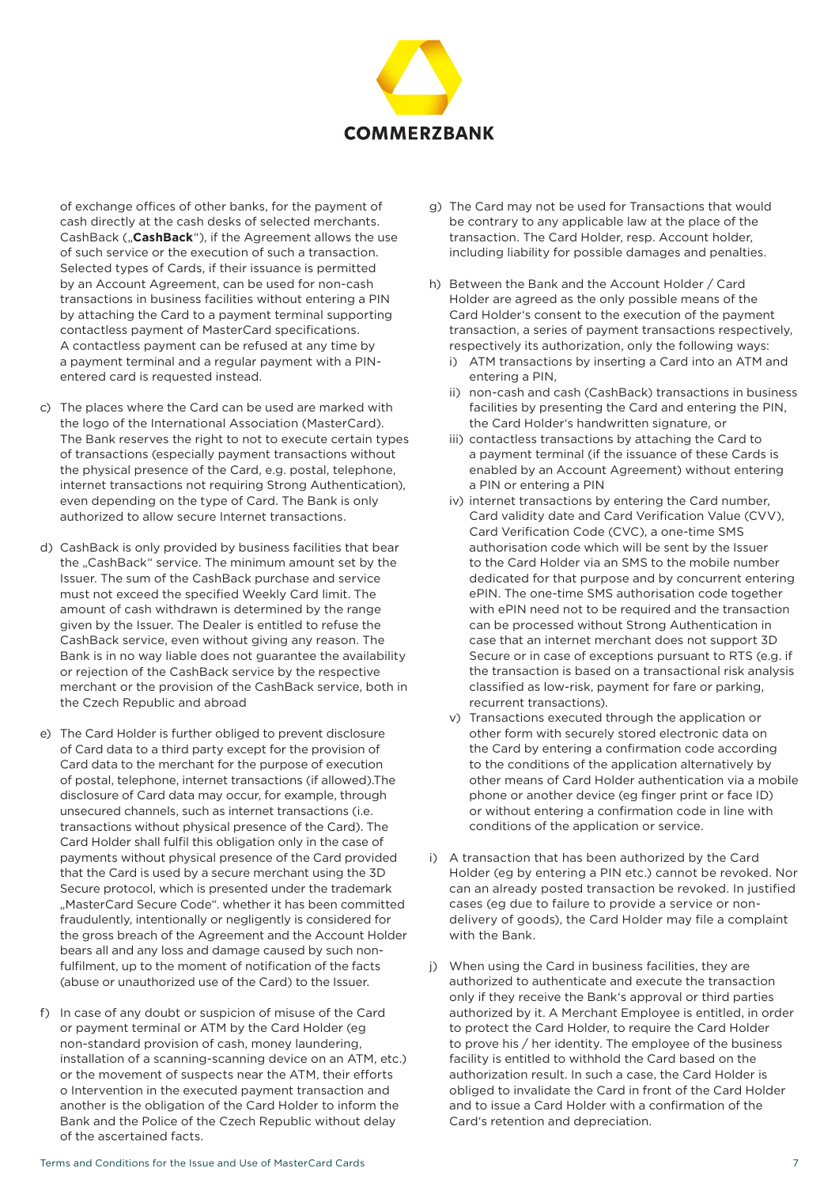of exchange offices of other banks, for the payment of cash directly at the cash desks of selected merchants. CashBack („**CashBack**"), if the Agreement allows the use of such service or the execution of such a transaction. Selected types of Cards, if their issuance is permitted by an Account Agreement, can be used for non-cash transactions in business facilities without entering a PIN by attaching the Card to a payment terminal supporting contactless payment of MasterCard specifications. A contactless payment can be refused at any time by a payment terminal and a regular payment with a PIN-entered card is requested instead.

c) The places where the Card can be used are marked with the logo of the International Association (MasterCard). The Bank reserves the right to not to execute certain types of transactions (especially payment transactions without the physical presence of the Card, e.g. postal, telephone, internet transactions not requiring Strong Authentication), even depending on the type of Card. The Bank is only authorized to allow secure Internet transactions.

d) CashBack is only provided by business facilities that bear the „CashBack" service. The minimum amount set by the Issuer. The sum of the CashBack purchase and service must not exceed the specified Weekly Card limit. The amount of cash withdrawn is determined by the range given by the Issuer. The Dealer is entitled to refuse the CashBack service, even without giving any reason. The Bank is in no way liable does not guarantee the availability or rejection of the CashBack service by the respective merchant or the provision of the CashBack service, both in the Czech Republic and abroad

e) The Card Holder is further obliged to prevent disclosure of Card data to a third party except for the provision of Card data to the merchant for the purpose of execution of postal, telephone, internet transactions (if allowed).The disclosure of Card data may occur, for example, through unsecured channels, such as internet transactions (i.e. transactions without physical presence of the Card). The Card Holder shall fulfil this obligation only in the case of payments without physical presence of the Card provided that the Card is used by a secure merchant using the 3D Secure protocol, which is presented under the trademark „MasterCard Secure Code". whether it has been committed fraudulently, intentionally or negligently is considered for the gross breach of the Agreement and the Account Holder bears all and any loss and damage caused by such non-fulfilment, up to the moment of notification of the facts (abuse or unauthorized use of the Card) to the Issuer.

f) In case of any doubt or suspicion of misuse of the Card or payment terminal or ATM by the Card Holder (eg non-standard provision of cash, money laundering, installation of a scanning-scanning device on an ATM, etc.) or the movement of suspects near the ATM, their efforts o Intervention in the executed payment transaction and another is the obligation of the Card Holder to inform the Bank and the Police of the Czech Republic without delay of the ascertained facts.

g) The Card may not be used for Transactions that would be contrary to any applicable law at the place of the transaction. The Card Holder, resp. Account holder, including liability for possible damages and penalties.

h) Between the Bank and the Account Holder / Card Holder are agreed as the only possible means of the Card Holder's consent to the execution of the payment transaction, a series of payment transactions respectively, respectively its authorization, only the following ways:
   i) ATM transactions by inserting a Card into an ATM and entering a PIN,
   ii) non-cash and cash (CashBack) transactions in business facilities by presenting the Card and entering the PIN, the Card Holder's handwritten signature, or
   iii) contactless transactions by attaching the Card to a payment terminal (if the issuance of these Cards is enabled by an Account Agreement) without entering a PIN or entering a PIN
   iv) internet transactions by entering the Card number, Card validity date and Card Verification Value (CVV), Card Verification Code (CVC), a one-time SMS authorisation code which will be sent by the Issuer to the Card Holder via an SMS to the mobile number dedicated for that purpose and by concurrent entering ePIN. The one-time SMS authorisation code together with ePIN need not to be required and the transaction can be processed without Strong Authentication in case that an internet merchant does not support 3D Secure or in case of exceptions pursuant to RTS (e.g. if the transaction is based on a transactional risk analysis classified as low-risk, payment for fare or parking, recurrent transactions).
   v) Transactions executed through the application or other form with securely stored electronic data on the Card by entering a confirmation code according to the conditions of the application alternatively by other means of Card Holder authentication via a mobile phone or another device (eg finger print or face ID) or without entering a confirmation code in line with conditions of the application or service.

i) A transaction that has been authorized by the Card Holder (eg by entering a PIN etc.) cannot be revoked. Nor can an already posted transaction be revoked. In justified cases (eg due to failure to provide a service or non-delivery of goods), the Card Holder may file a complaint with the Bank.

j) When using the Card in business facilities, they are authorized to authenticate and execute the transaction only if they receive the Bank's approval or third parties authorized by it. A Merchant Employee is entitled, in order to protect the Card Holder, to require the Card Holder to prove his / her identity. The employee of the business facility is entitled to withhold the Card based on the authorization result. In such a case, the Card Holder is obliged to invalidate the Card in front of the Card Holder and to issue a Card Holder with a confirmation of the Card's retention and depreciation.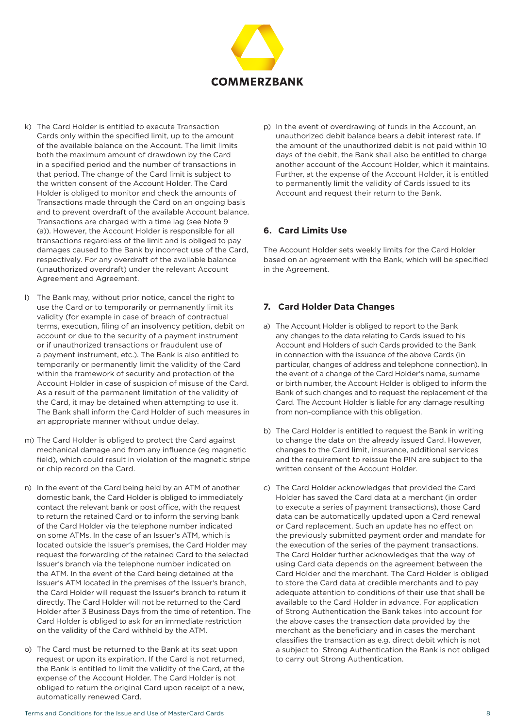k) The Card Holder is entitled to execute Transaction Cards only within the specified limit, up to the amount of the available balance on the Account. The limit limits both the maximum amount of drawdown by the Card in a specified period and the number of transactions in that period. The change of the Card limit is subject to the written consent of the Account Holder. The Card Holder is obliged to monitor and check the amounts of Transactions made through the Card on an ongoing basis and to prevent overdraft of the available Account balance. Transactions are charged with a time lag (see Note 9 (a)). However, the Account Holder is responsible for all transactions regardless of the limit and is obliged to pay damages caused to the Bank by incorrect use of the Card, respectively. For any overdraft of the available balance (unauthorized overdraft) under the relevant Account Agreement and Agreement.

l) The Bank may, without prior notice, cancel the right to use the Card or to temporarily or permanently limit its validity (for example in case of breach of contractual terms, execution, filing of an insolvency petition, debit on account or due to the security of a payment instrument or if unauthorized transactions or fraudulent use of a payment instrument, etc.). The Bank is also entitled to temporarily or permanently limit the validity of the Card within the framework of security and protection of the Account Holder in case of suspicion of misuse of the Card. As a result of the permanent limitation of the validity of the Card, it may be detained when attempting to use it. The Bank shall inform the Card Holder of such measures in an appropriate manner without undue delay.

m) The Card Holder is obliged to protect the Card against mechanical damage and from any influence (eg magnetic field), which could result in violation of the magnetic stripe or chip record on the Card.

n) In the event of the Card being held by an ATM of another domestic bank, the Card Holder is obliged to immediately contact the relevant bank or post office, with the request to return the retained Card or to inform the serving bank of the Card Holder via the telephone number indicated on some ATMs. In the case of an Issuer's ATM, which is located outside the Issuer's premises, the Card Holder may request the forwarding of the retained Card to the selected Issuer's branch via the telephone number indicated on the ATM. In the event of the Card being detained at the Issuer's ATM located in the premises of the Issuer's branch, the Card Holder will request the Issuer's branch to return it directly. The Card Holder will not be returned to the Card Holder after 3 Business Days from the time of retention. The Card Holder is obliged to ask for an immediate restriction on the validity of the Card withheld by the ATM.

o) The Card must be returned to the Bank at its seat upon request or upon its expiration. If the Card is not returned, the Bank is entitled to limit the validity of the Card, at the expense of the Account Holder. The Card Holder is not obliged to return the original Card upon receipt of a new, automatically renewed Card.

p) In the event of overdrawing of funds in the Account, an unauthorized debit balance bears a debit interest rate. If the amount of the unauthorized debit is not paid within 10 days of the debit, the Bank shall also be entitled to charge another account of the Account Holder, which it maintains. Further, at the expense of the Account Holder, it is entitled to permanently limit the validity of Cards issued to its Account and request their return to the Bank.

## 6. Card Limits Use

The Account Holder sets weekly limits for the Card Holder based on an agreement with the Bank, which will be specified in the Agreement.

## 7. Card Holder Data Changes

a) The Account Holder is obliged to report to the Bank any changes to the data relating to Cards issued to his Account and Holders of such Cards provided to the Bank in connection with the issuance of the above Cards (in particular, changes of address and telephone connection). In the event of a change of the Card Holder's name, surname or birth number, the Account Holder is obliged to inform the Bank of such changes and to request the replacement of the Card. The Account Holder is liable for any damage resulting from non-compliance with this obligation.

b) The Card Holder is entitled to request the Bank in writing to change the data on the already issued Card. However, changes to the Card limit, insurance, additional services and the requirement to reissue the PIN are subject to the written consent of the Account Holder.

c) The Card Holder acknowledges that provided the Card Holder has saved the Card data at a merchant (in order to execute a series of payment transactions), those Card data can be automatically updated upon a Card renewal or Card replacement. Such an update has no effect on the previously submitted payment order and mandate for the execution of the series of the payment transactions. The Card Holder further acknowledges that the way of using Card data depends on the agreement between the Card Holder and the merchant. The Card Holder is obliged to store the Card data at credible merchants and to pay adequate attention to conditions of their use that shall be available to the Card Holder in advance. For application of Strong Authentication the Bank takes into account for the above cases the transaction data provided by the merchant as the beneficiary and in cases the merchant classifies the transaction as e.g. direct debit which is not a subject to Strong Authentication the Bank is not obliged to carry out Strong Authentication.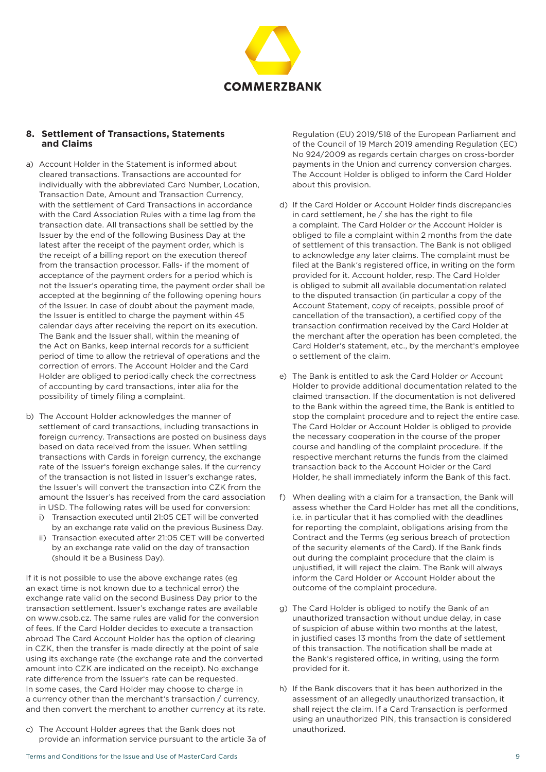## 8. Settlement of Transactions, Statements and Claims

a) Account Holder in the Statement is informed about cleared transactions. Transactions are accounted for individually with the abbreviated Card Number, Location, Transaction Date, Amount and Transaction Currency, with the settlement of Card Transactions in accordance with the Card Association Rules with a time lag from the transaction date. All transactions shall be settled by the Issuer by the end of the following Business Day at the latest after the receipt of the payment order, which is the receipt of a billing report on the execution thereof from the transaction processor. Falls- if the moment of acceptance of the payment orders for a period which is not the Issuer's operating time, the payment order shall be accepted at the beginning of the following opening hours of the Issuer. In case of doubt about the payment made, the Issuer is entitled to charge the payment within 45 calendar days after receiving the report on its execution. The Bank and the Issuer shall, within the meaning of the Act on Banks, keep internal records for a sufficient period of time to allow the retrieval of operations and the correction of errors. The Account Holder and the Card Holder are obliged to periodically check the correctness of accounting by card transactions, inter alia for the possibility of timely filing a complaint.

b) The Account Holder acknowledges the manner of settlement of card transactions, including transactions in foreign currency. Transactions are posted on business days based on data received from the issuer. When settling transactions with Cards in foreign currency, the exchange rate of the Issuer's foreign exchange sales. If the currency of the transaction is not listed in Issuer's exchange rates, the Issuer's will convert the transaction into CZK from the amount the Issuer's has received from the card association in USD. The following rates will be used for conversion:
   i) Transaction executed until 21:05 CET will be converted by an exchange rate valid on the previous Business Day.
   ii) Transaction executed after 21:05 CET will be converted by an exchange rate valid on the day of transaction (should it be a Business Day).

If it is not possible to use the above exchange rates (eg an exact time is not known due to a technical error) the exchange rate valid on the second Business Day prior to the transaction settlement. Issuer's exchange rates are available on www.csob.cz. The same rules are valid for the conversion of fees. If the Card Holder decides to execute a transaction abroad The Card Account Holder has the option of clearing in CZK, then the transfer is made directly at the point of sale using its exchange rate (the exchange rate and the converted amount into CZK are indicated on the receipt). No exchange rate difference from the Issuer's rate can be requested. In some cases, the Card Holder may choose to charge in a currency other than the merchant's transaction / currency, and then convert the merchant to another currency at its rate.

c) The Account Holder agrees that the Bank does not provide an information service pursuant to the article 3a of Regulation (EU) 2019/518 of the European Parliament and of the Council of 19 March 2019 amending Regulation (EC) No 924/2009 as regards certain charges on cross-border payments in the Union and currency conversion charges. The Account Holder is obliged to inform the Card Holder about this provision.

d) If the Card Holder or Account Holder finds discrepancies in card settlement, he / she has the right to file a complaint. The Card Holder or the Account Holder is obliged to file a complaint within 2 months from the date of settlement of this transaction. The Bank is not obliged to acknowledge any later claims. The complaint must be filed at the Bank's registered office, in writing on the form provided for it. Account holder, resp. The Card Holder is obliged to submit all available documentation related to the disputed transaction (in particular a copy of the Account Statement, copy of receipts, possible proof of cancellation of the transaction), a certified copy of the transaction confirmation received by the Card Holder at the merchant after the operation has been completed, the Card Holder's statement, etc., by the merchant's employee o settlement of the claim.

e) The Bank is entitled to ask the Card Holder or Account Holder to provide additional documentation related to the claimed transaction. If the documentation is not delivered to the Bank within the agreed time, the Bank is entitled to stop the complaint procedure and to reject the entire case. The Card Holder or Account Holder is obliged to provide the necessary cooperation in the course of the proper course and handling of the complaint procedure. If the respective merchant returns the funds from the claimed transaction back to the Account Holder or the Card Holder, he shall immediately inform the Bank of this fact.

f) When dealing with a claim for a transaction, the Bank will assess whether the Card Holder has met all the conditions, i.e. in particular that it has complied with the deadlines for reporting the complaint, obligations arising from the Contract and the Terms (eg serious breach of protection of the security elements of the Card). If the Bank finds out during the complaint procedure that the claim is unjustified, it will reject the claim. The Bank will always inform the Card Holder or Account Holder about the outcome of the complaint procedure.

g) The Card Holder is obliged to notify the Bank of an unauthorized transaction without undue delay, in case of suspicion of abuse within two months at the latest, in justified cases 13 months from the date of settlement of this transaction. The notification shall be made at the Bank's registered office, in writing, using the form provided for it.

h) If the Bank discovers that it has been authorized in the assessment of an allegedly unauthorized transaction, it shall reject the claim. If a Card Transaction is performed using an unauthorized PIN, this transaction is considered unauthorized.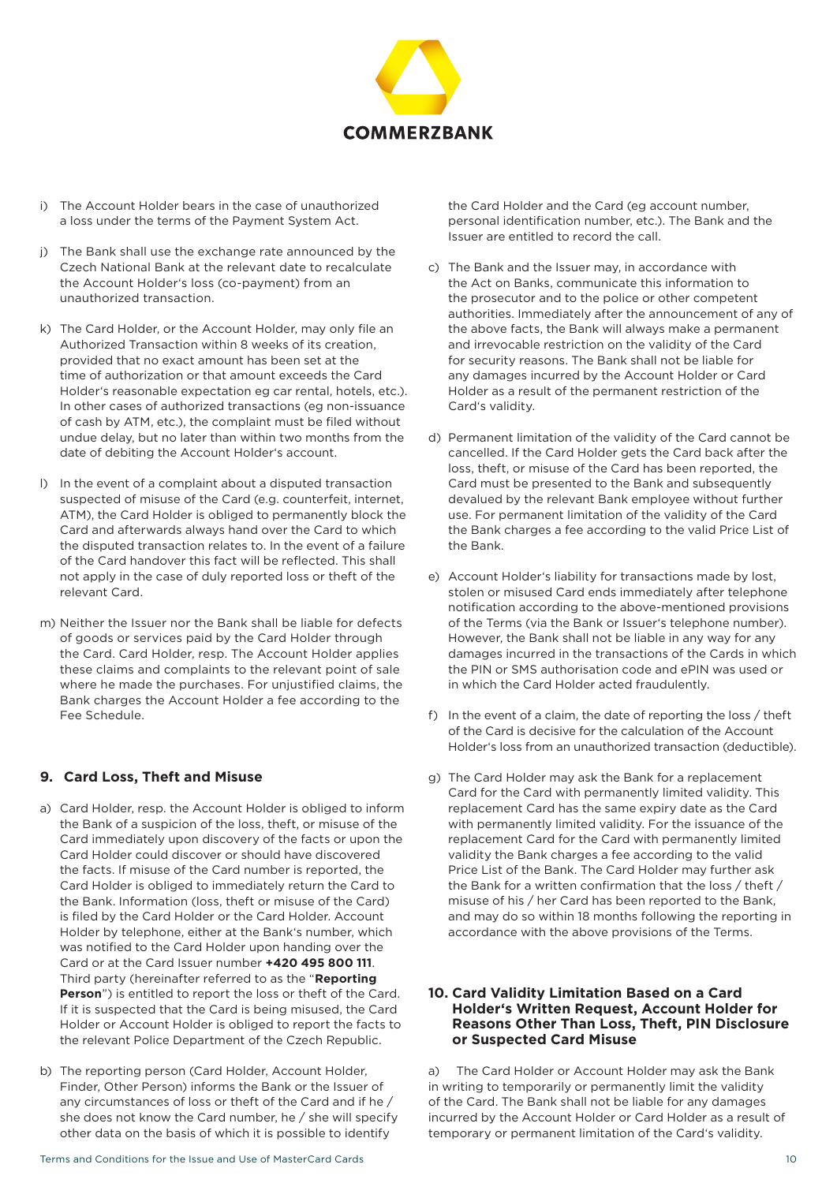i) The Account Holder bears in the case of unauthorized a loss under the terms of the Payment System Act.

j) The Bank shall use the exchange rate announced by the Czech National Bank at the relevant date to recalculate the Account Holder's loss (co-payment) from an unauthorized transaction.

k) The Card Holder, or the Account Holder, may only file an Authorized Transaction within 8 weeks of its creation, provided that no exact amount has been set at the time of authorization or that amount exceeds the Card Holder's reasonable expectation eg car rental, hotels, etc.). In other cases of authorized transactions (eg non-issuance of cash by ATM, etc.), the complaint must be filed without undue delay, but no later than within two months from the date of debiting the Account Holder's account.

l) In the event of a complaint about a disputed transaction suspected of misuse of the Card (e.g. counterfeit, internet, ATM), the Card Holder is obliged to permanently block the Card and afterwards always hand over the Card to which the disputed transaction relates to. In the event of a failure of the Card handover this fact will be reflected. This shall not apply in the case of duly reported loss or theft of the relevant Card.

m) Neither the Issuer nor the Bank shall be liable for defects of goods or services paid by the Card Holder through the Card. Card Holder, resp. The Account Holder applies these claims and complaints to the relevant point of sale where he made the purchases. For unjustified claims, the Bank charges the Account Holder a fee according to the Fee Schedule.

## 9. Card Loss, Theft and Misuse

a) Card Holder, resp. the Account Holder is obliged to inform the Bank of a suspicion of the loss, theft, or misuse of the Card immediately upon discovery of the facts or upon the Card Holder could discover or should have discovered the facts. If misuse of the Card number is reported, the Card Holder is obliged to immediately return the Card to the Bank. Information (loss, theft or misuse of the Card) is filed by the Card Holder or the Card Holder. Account Holder by telephone, either at the Bank's number, which was notified to the Card Holder upon handing over the Card or at the Card Issuer number **+420 495 800 111**. Third party (hereinafter referred to as the "**Reporting Person**") is entitled to report the loss or theft of the Card. If it is suspected that the Card is being misused, the Card Holder or Account Holder is obliged to report the facts to the relevant Police Department of the Czech Republic.

b) The reporting person (Card Holder, Account Holder, Finder, Other Person) informs the Bank or the Issuer of any circumstances of loss or theft of the Card and if he / she does not know the Card number, he / she will specify other data on the basis of which it is possible to identify the Card Holder and the Card (eg account number, personal identification number, etc.). The Bank and the Issuer are entitled to record the call.

c) The Bank and the Issuer may, in accordance with the Act on Banks, communicate this information to the prosecutor and to the police or other competent authorities. Immediately after the announcement of any of the above facts, the Bank will always make a permanent and irrevocable restriction on the validity of the Card for security reasons. The Bank shall not be liable for any damages incurred by the Account Holder or Card Holder as a result of the permanent restriction of the Card's validity.

d) Permanent limitation of the validity of the Card cannot be cancelled. If the Card Holder gets the Card back after the loss, theft, or misuse of the Card has been reported, the Card must be presented to the Bank and subsequently devalued by the relevant Bank employee without further use. For permanent limitation of the validity of the Card the Bank charges a fee according to the valid Price List of the Bank.

e) Account Holder's liability for transactions made by lost, stolen or misused Card ends immediately after telephone notification according to the above-mentioned provisions of the Terms (via the Bank or Issuer's telephone number). However, the Bank shall not be liable in any way for any damages incurred in the transactions of the Cards in which the PIN or SMS authorisation code and ePIN was used or in which the Card Holder acted fraudulently.

f) In the event of a claim, the date of reporting the loss / theft of the Card is decisive for the calculation of the Account Holder's loss from an unauthorized transaction (deductible).

g) The Card Holder may ask the Bank for a replacement Card for the Card with permanently limited validity. This replacement Card has the same expiry date as the Card with permanently limited validity. For the issuance of the replacement Card for the Card with permanently limited validity the Bank charges a fee according to the valid Price List of the Bank. The Card Holder may further ask the Bank for a written confirmation that the loss / theft / misuse of his / her Card has been reported to the Bank, and may do so within 18 months following the reporting in accordance with the above provisions of the Terms.

## 10. Card Validity Limitation Based on a Card Holder's Written Request, Account Holder for Reasons Other Than Loss, Theft, PIN Disclosure or Suspected Card Misuse

a) The Card Holder or Account Holder may ask the Bank in writing to temporarily or permanently limit the validity of the Card. The Bank shall not be liable for any damages incurred by the Account Holder or Card Holder as a result of temporary or permanent limitation of the Card's validity.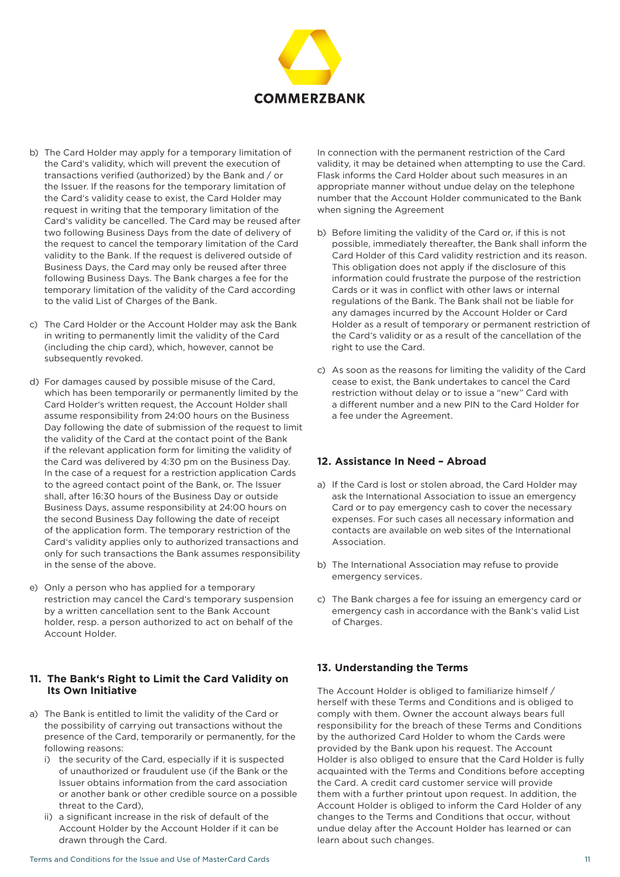b) The Card Holder may apply for a temporary limitation of the Card's validity, which will prevent the execution of transactions verified (authorized) by the Bank and / or the Issuer. If the reasons for the temporary limitation of the Card's validity cease to exist, the Card Holder may request in writing that the temporary limitation of the Card's validity be cancelled. The Card may be reused after two following Business Days from the date of delivery of the request to cancel the temporary limitation of the Card validity to the Bank. If the request is delivered outside of Business Days, the Card may only be reused after three following Business Days. The Bank charges a fee for the temporary limitation of the validity of the Card according to the valid List of Charges of the Bank.

c) The Card Holder or the Account Holder may ask the Bank in writing to permanently limit the validity of the Card (including the chip card), which, however, cannot be subsequently revoked.

d) For damages caused by possible misuse of the Card, which has been temporarily or permanently limited by the Card Holder's written request, the Account Holder shall assume responsibility from 24:00 hours on the Business Day following the date of submission of the request to limit the validity of the Card at the contact point of the Bank if the relevant application form for limiting the validity of the Card was delivered by 4:30 pm on the Business Day. In the case of a request for a restriction application Cards to the agreed contact point of the Bank, or. The Issuer shall, after 16:30 hours of the Business Day or outside Business Days, assume responsibility at 24:00 hours on the second Business Day following the date of receipt of the application form. The temporary restriction of the Card's validity applies only to authorized transactions and only for such transactions the Bank assumes responsibility in the sense of the above.

e) Only a person who has applied for a temporary restriction may cancel the Card's temporary suspension by a written cancellation sent to the Bank Account holder, resp. a person authorized to act on behalf of the Account Holder.

## 11. The Bank's Right to Limit the Card Validity on Its Own Initiative

a) The Bank is entitled to limit the validity of the Card or the possibility of carrying out transactions without the presence of the Card, temporarily or permanently, for the following reasons:
   i) the security of the Card, especially if it is suspected of unauthorized or fraudulent use (if the Bank or the Issuer obtains information from the card association or another bank or other credible source on a possible threat to the Card),
   ii) a significant increase in the risk of default of the Account Holder by the Account Holder if it can be drawn through the Card.

In connection with the permanent restriction of the Card validity, it may be detained when attempting to use the Card. Flask informs the Card Holder about such measures in an appropriate manner without undue delay on the telephone number that the Account Holder communicated to the Bank when signing the Agreement

b) Before limiting the validity of the Card or, if this is not possible, immediately thereafter, the Bank shall inform the Card Holder of this Card validity restriction and its reason. This obligation does not apply if the disclosure of this information could frustrate the purpose of the restriction Cards or it was in conflict with other laws or internal regulations of the Bank. The Bank shall not be liable for any damages incurred by the Account Holder or Card Holder as a result of temporary or permanent restriction of the Card's validity or as a result of the cancellation of the right to use the Card.

c) As soon as the reasons for limiting the validity of the Card cease to exist, the Bank undertakes to cancel the Card restriction without delay or to issue a "new" Card with a different number and a new PIN to the Card Holder for a fee under the Agreement.

## 12. Assistance In Need – Abroad

a) If the Card is lost or stolen abroad, the Card Holder may ask the International Association to issue an emergency Card or to pay emergency cash to cover the necessary expenses. For such cases all necessary information and contacts are available on web sites of the International Association.

b) The International Association may refuse to provide emergency services.

c) The Bank charges a fee for issuing an emergency card or emergency cash in accordance with the Bank's valid List of Charges.

## 13. Understanding the Terms

The Account Holder is obliged to familiarize himself / herself with these Terms and Conditions and is obliged to comply with them. Owner the account always bears full responsibility for the breach of these Terms and Conditions by the authorized Card Holder to whom the Cards were provided by the Bank upon his request. The Account Holder is also obliged to ensure that the Card Holder is fully acquainted with the Terms and Conditions before accepting the Card. A credit card customer service will provide them with a further printout upon request. In addition, the Account Holder is obliged to inform the Card Holder of any changes to the Terms and Conditions that occur, without undue delay after the Account Holder has learned or can learn about such changes.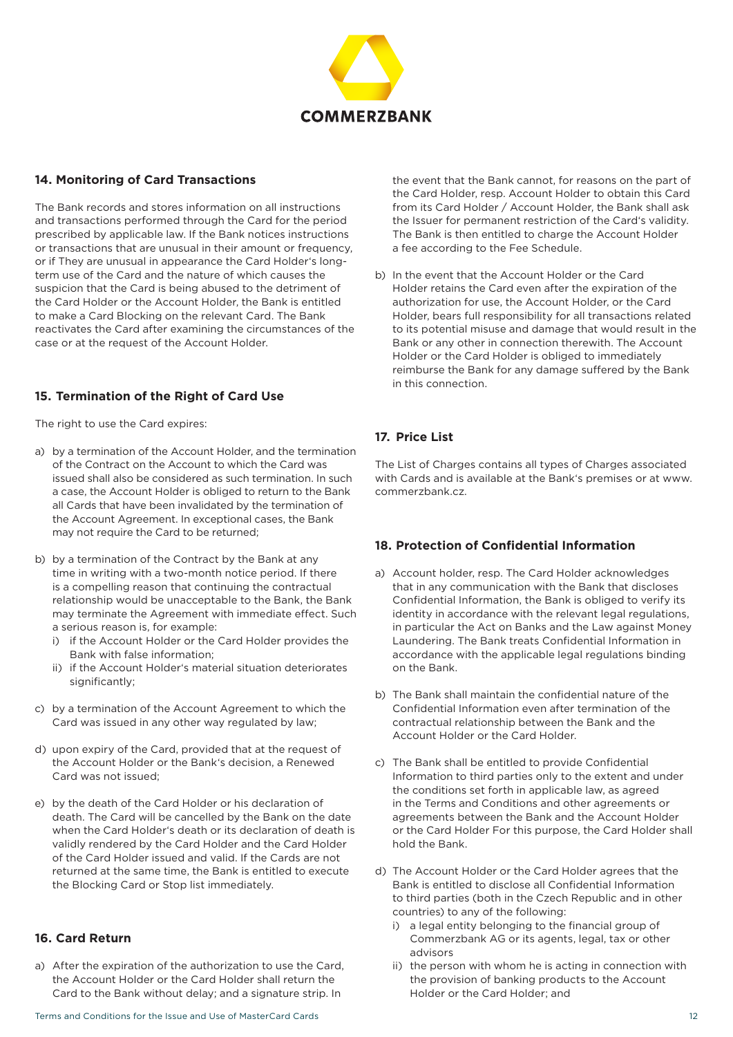## 14. Monitoring of Card Transactions

The Bank records and stores information on all instructions and transactions performed through the Card for the period prescribed by applicable law. If the Bank notices instructions or transactions that are unusual in their amount or frequency, or if They are unusual in appearance the Card Holder's long-term use of the Card and the nature of which causes the suspicion that the Card is being abused to the detriment of the Card Holder or the Account Holder, the Bank is entitled to make a Card Blocking on the relevant Card. The Bank reactivates the Card after examining the circumstances of the case or at the request of the Account Holder.

## 15. Termination of the Right of Card Use

The right to use the Card expires:

a) by a termination of the Account Holder, and the termination of the Contract on the Account to which the Card was issued shall also be considered as such termination. In such a case, the Account Holder is obliged to return to the Bank all Cards that have been invalidated by the termination of the Account Agreement. In exceptional cases, the Bank may not require the Card to be returned;

b) by a termination of the Contract by the Bank at any time in writing with a two-month notice period. If there is a compelling reason that continuing the contractual relationship would be unacceptable to the Bank, the Bank may terminate the Agreement with immediate effect. Such a serious reason is, for example:
   i) if the Account Holder or the Card Holder provides the Bank with false information;
   ii) if the Account Holder's material situation deteriorates significantly;

c) by a termination of the Account Agreement to which the Card was issued in any other way regulated by law;

d) upon expiry of the Card, provided that at the request of the Account Holder or the Bank's decision, a Renewed Card was not issued;

e) by the death of the Card Holder or his declaration of death. The Card will be cancelled by the Bank on the date when the Card Holder's death or its declaration of death is validly rendered by the Card Holder and the Card Holder of the Card Holder issued and valid. If the Cards are not returned at the same time, the Bank is entitled to execute the Blocking Card or Stop list immediately.

## 16. Card Return

a) After the expiration of the authorization to use the Card, the Account Holder or the Card Holder shall return the Card to the Bank without delay; and a signature strip. In the event that the Bank cannot, for reasons on the part of the Card Holder, resp. Account Holder to obtain this Card from its Card Holder / Account Holder, the Bank shall ask the Issuer for permanent restriction of the Card's validity. The Bank is then entitled to charge the Account Holder a fee according to the Fee Schedule.

b) In the event that the Account Holder or the Card Holder retains the Card even after the expiration of the authorization for use, the Account Holder, or the Card Holder, bears full responsibility for all transactions related to its potential misuse and damage that would result in the Bank or any other in connection therewith. The Account Holder or the Card Holder is obliged to immediately reimburse the Bank for any damage suffered by the Bank in this connection.

## 17. Price List

The List of Charges contains all types of Charges associated with Cards and is available at the Bank's premises or at www.commerzbank.cz.

## 18. Protection of Confidential Information

a) Account holder, resp. The Card Holder acknowledges that in any communication with the Bank that discloses Confidential Information, the Bank is obliged to verify its identity in accordance with the relevant legal regulations, in particular the Act on Banks and the Law against Money Laundering. The Bank treats Confidential Information in accordance with the applicable legal regulations binding on the Bank.

b) The Bank shall maintain the confidential nature of the Confidential Information even after termination of the contractual relationship between the Bank and the Account Holder or the Card Holder.

c) The Bank shall be entitled to provide Confidential Information to third parties only to the extent and under the conditions set forth in applicable law, as agreed in the Terms and Conditions and other agreements or agreements between the Bank and the Account Holder or the Card Holder For this purpose, the Card Holder shall hold the Bank.

d) The Account Holder or the Card Holder agrees that the Bank is entitled to disclose all Confidential Information to third parties (both in the Czech Republic and in other countries) to any of the following:
   i) a legal entity belonging to the financial group of Commerzbank AG or its agents, legal, tax or other advisors
   ii) the person with whom he is acting in connection with the provision of banking products to the Account Holder or the Card Holder; and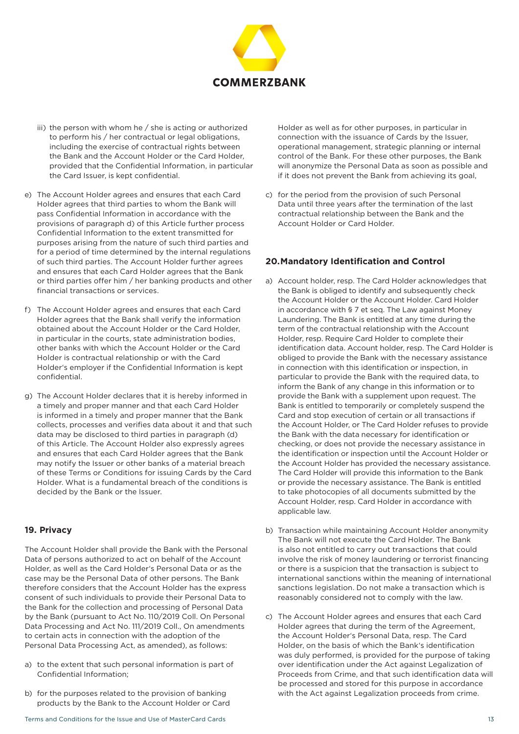iii) the person with whom he / she is acting or authorized to perform his / her contractual or legal obligations, including the exercise of contractual rights between the Bank and the Account Holder or the Card Holder, provided that the Confidential Information, in particular the Card Issuer, is kept confidential.

e) The Account Holder agrees and ensures that each Card Holder agrees that third parties to whom the Bank will pass Confidential Information in accordance with the provisions of paragraph d) of this Article further process Confidential Information to the extent transmitted for purposes arising from the nature of such third parties and for a period of time determined by the internal regulations of such third parties. The Account Holder further agrees and ensures that each Card Holder agrees that the Bank or third parties offer him / her banking products and other financial transactions or services.

f) The Account Holder agrees and ensures that each Card Holder agrees that the Bank shall verify the information obtained about the Account Holder or the Card Holder, in particular in the courts, state administration bodies, other banks with which the Account Holder or the Card Holder is contractual relationship or with the Card Holder's employer if the Confidential Information is kept confidential.

g) The Account Holder declares that it is hereby informed in a timely and proper manner and that each Card Holder is informed in a timely and proper manner that the Bank collects, processes and verifies data about it and that such data may be disclosed to third parties in paragraph (d) of this Article. The Account Holder also expressly agrees and ensures that each Card Holder agrees that the Bank may notify the Issuer or other banks of a material breach of these Terms or Conditions for issuing Cards by the Card Holder. What is a fundamental breach of the conditions is decided by the Bank or the Issuer.

## 19. Privacy

The Account Holder shall provide the Bank with the Personal Data of persons authorized to act on behalf of the Account Holder, as well as the Card Holder's Personal Data or as the case may be the Personal Data of other persons. The Bank therefore considers that the Account Holder has the express consent of such individuals to provide their Personal Data to the Bank for the collection and processing of Personal Data by the Bank (pursuant to Act No. 110/2019 Coll. On Personal Data Processing and Act No. 111/2019 Coll., On amendments to certain acts in connection with the adoption of the Personal Data Processing Act, as amended), as follows:

a) to the extent that such personal information is part of Confidential Information;

b) for the purposes related to the provision of banking products by the Bank to the Account Holder or Card Holder as well as for other purposes, in particular in connection with the issuance of Cards by the Issuer, operational management, strategic planning or internal control of the Bank. For these other purposes, the Bank will anonymize the Personal Data as soon as possible and if it does not prevent the Bank from achieving its goal,

c) for the period from the provision of such Personal Data until three years after the termination of the last contractual relationship between the Bank and the Account Holder or Card Holder.

## 20. Mandatory Identification and Control

a) Account holder, resp. The Card Holder acknowledges that the Bank is obliged to identify and subsequently check the Account Holder or the Account Holder. Card Holder in accordance with § 7 et seq. The Law against Money Laundering. The Bank is entitled at any time during the term of the contractual relationship with the Account Holder, resp. Require Card Holder to complete their identification data. Account holder, resp. The Card Holder is obliged to provide the Bank with the necessary assistance in connection with this identification or inspection, in particular to provide the Bank with the required data, to inform the Bank of any change in this information or to provide the Bank with a supplement upon request. The Bank is entitled to temporarily or completely suspend the Card and stop execution of certain or all transactions if the Account Holder, or The Card Holder refuses to provide the Bank with the data necessary for identification or checking, or does not provide the necessary assistance in the identification or inspection until the Account Holder or the Account Holder has provided the necessary assistance. The Card Holder will provide this information to the Bank or provide the necessary assistance. The Bank is entitled to take photocopies of all documents submitted by the Account Holder, resp. Card Holder in accordance with applicable law.

b) Transaction while maintaining Account Holder anonymity The Bank will not execute the Card Holder. The Bank is also not entitled to carry out transactions that could involve the risk of money laundering or terrorist financing or there is a suspicion that the transaction is subject to international sanctions within the meaning of international sanctions legislation. Do not make a transaction which is reasonably considered not to comply with the law.

c) The Account Holder agrees and ensures that each Card Holder agrees that during the term of the Agreement, the Account Holder's Personal Data, resp. The Card Holder, on the basis of which the Bank's identification was duly performed, is provided for the purpose of taking over identification under the Act against Legalization of Proceeds from Crime, and that such identification data will be processed and stored for this purpose in accordance with the Act against Legalization proceeds from crime.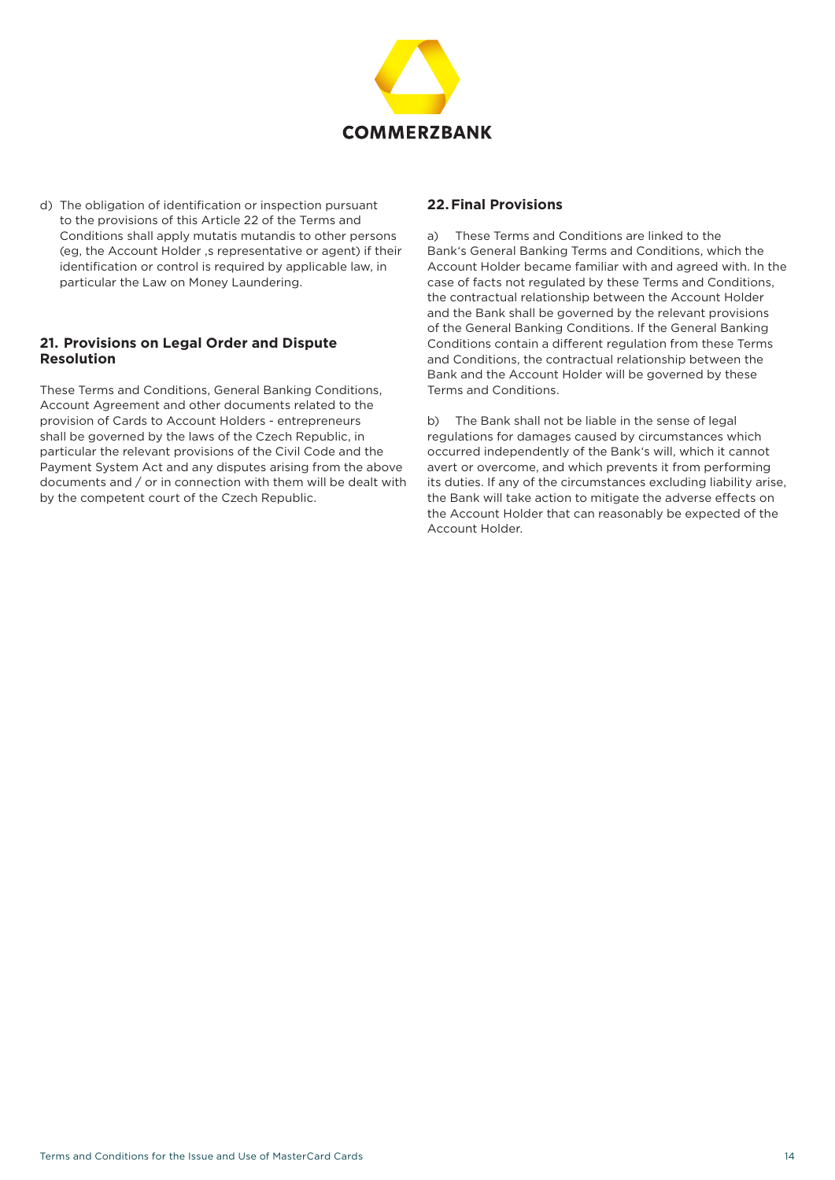d) The obligation of identification or inspection pursuant to the provisions of this Article 22 of the Terms and Conditions shall apply mutatis mutandis to other persons (eg, the Account Holder ‚s representative or agent) if their identification or control is required by applicable law, in particular the Law on Money Laundering.

## 21. Provisions on Legal Order and Dispute Resolution

These Terms and Conditions, General Banking Conditions, Account Agreement and other documents related to the provision of Cards to Account Holders - entrepreneurs shall be governed by the laws of the Czech Republic, in particular the relevant provisions of the Civil Code and the Payment System Act and any disputes arising from the above documents and / or in connection with them will be dealt with by the competent court of the Czech Republic.

## 22. Final Provisions

a) These Terms and Conditions are linked to the Bank's General Banking Terms and Conditions, which the Account Holder became familiar with and agreed with. In the case of facts not regulated by these Terms and Conditions, the contractual relationship between the Account Holder and the Bank shall be governed by the relevant provisions of the General Banking Conditions. If the General Banking Conditions contain a different regulation from these Terms and Conditions, the contractual relationship between the Bank and the Account Holder will be governed by these Terms and Conditions.

b) The Bank shall not be liable in the sense of legal regulations for damages caused by circumstances which occurred independently of the Bank's will, which it cannot avert or overcome, and which prevents it from performing its duties. If any of the circumstances excluding liability arise, the Bank will take action to mitigate the adverse effects on the Account Holder that can reasonably be expected of the Account Holder.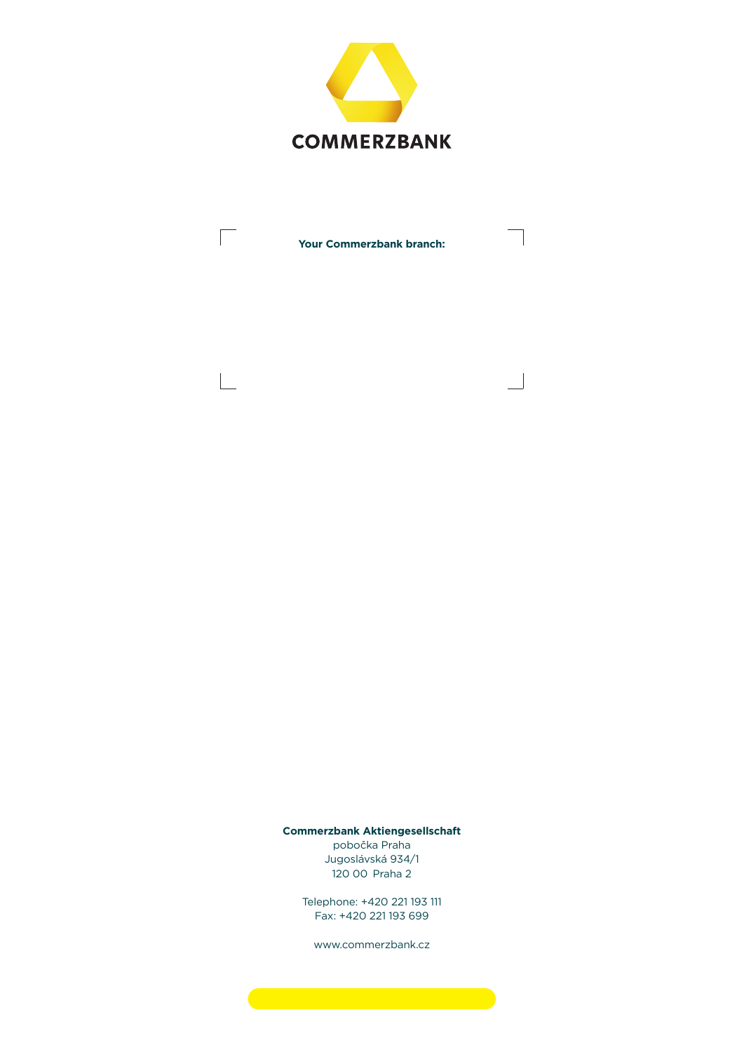COMMERZBANK

**Your Commerzbank branch:**

**Commerzbank Aktiengesellschaft**
pobočka Praha
Jugoslávská 934/1
120 00 Praha 2

Telephone: +420 221 193 111
Fax: +420 221 193 699

www.commerzbank.cz